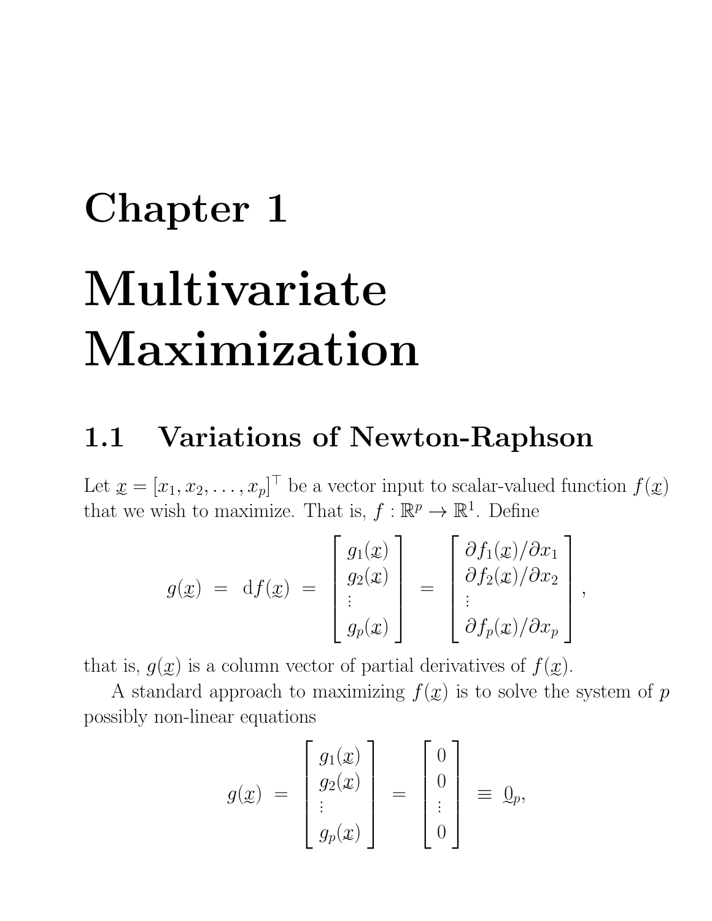# Chapter 1

# Multivariate Maximization

## 1.1 Variations of Newton-Raphson

Let $\underset{\sim}{x} = [x_1, x_2, \ldots, x_p]^\top$ be a vector input to scalar-valued function $f(\underset{\sim}{x})$ that we wish to maximize. That is, $f : \mathbb{R}^p \to \mathbb{R}^1$. Define

$$
g(\underset{\sim}{x}) \;=\; \mathrm{d}f(\underset{\sim}{x}) \;=\; \begin{bmatrix} g_1(\underset{\sim}{x}) \\ g_2(\underset{\sim}{x}) \\ \vdots \\ g_p(\underset{\sim}{x}) \end{bmatrix} \;=\; \begin{bmatrix} \partial f_1(\underset{\sim}{x})/\partial x_1 \\ \partial f_2(\underset{\sim}{x})/\partial x_2 \\ \vdots \\ \partial f_p(\underset{\sim}{x})/\partial x_p \end{bmatrix},
$$

that is, $g(\underset{\sim}{x})$ is a column vector of partial derivatives of $f(\underset{\sim}{x})$.

A standard approach to maximizing $f(\underset{\sim}{x})$ is to solve the system of $p$ possibly non-linear equations

$$
g(\underset{\sim}{x}) \;=\; \begin{bmatrix} g_1(\underset{\sim}{x}) \\ g_2(\underset{\sim}{x}) \\ \vdots \\ g_p(\underset{\sim}{x}) \end{bmatrix} \;=\; \begin{bmatrix} 0 \\ 0 \\ \vdots \\ 0 \end{bmatrix} \;\equiv\; \underset{\sim}{0}_p,
$$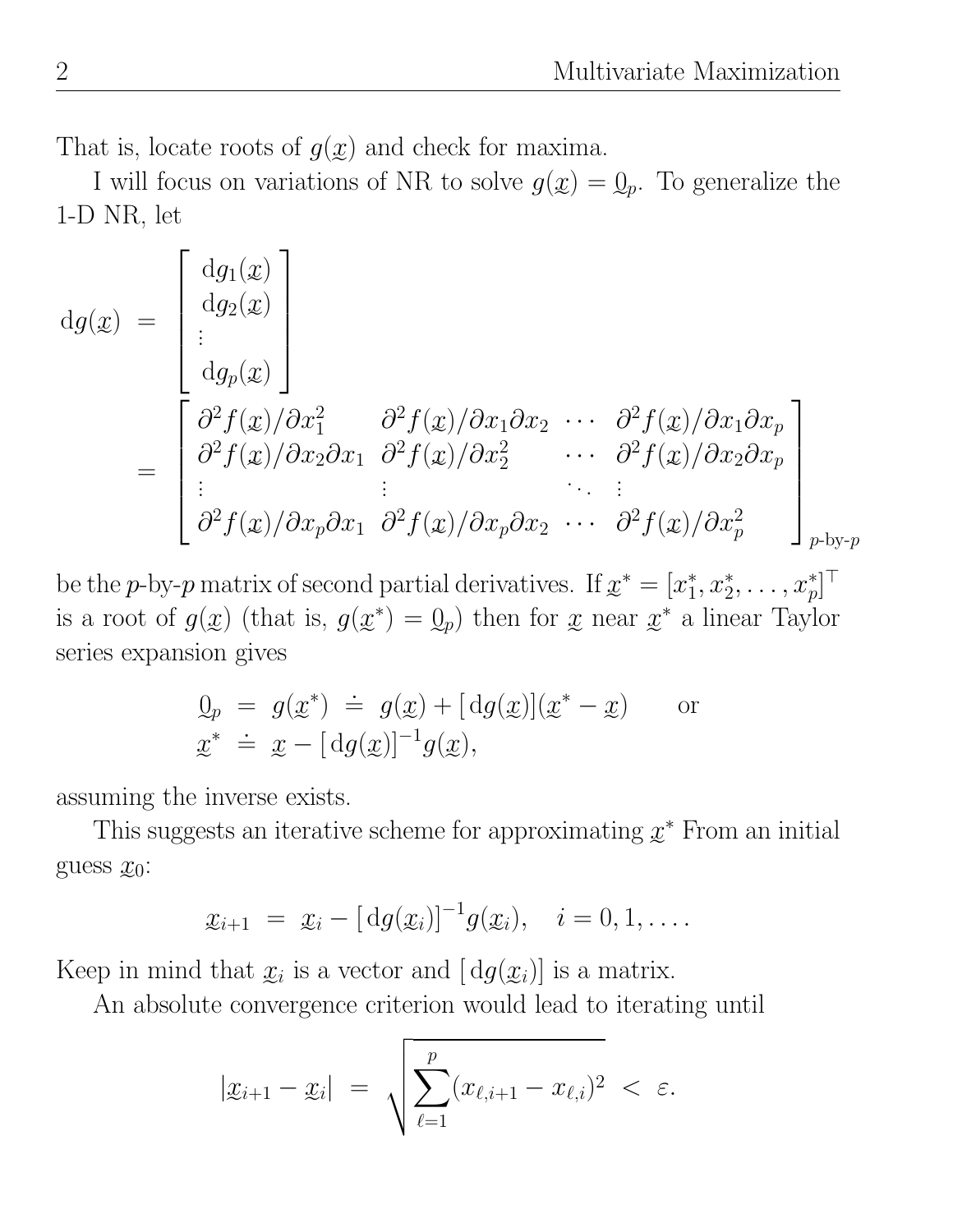That is, locate roots of $g(\underset{\sim}{x})$ and check for maxima.

I will focus on variations of NR to solve $g(\underset{\sim}{x}) = \underset{\sim}{0}_p$. To generalize the 1-D NR, let

$$
\begin{aligned}
\mathrm{d}g(\underset{\sim}{x}) &= \begin{bmatrix} \mathrm{d}g_1(\underset{\sim}{x}) \\ \mathrm{d}g_2(\underset{\sim}{x}) \\ \vdots \\ \mathrm{d}g_p(\underset{\sim}{x}) \end{bmatrix} \\
&= \begin{bmatrix} \partial^2 f(\underset{\sim}{x})/\partial x_1^2 & \partial^2 f(\underset{\sim}{x})/\partial x_1 \partial x_2 & \cdots & \partial^2 f(\underset{\sim}{x})/\partial x_1 \partial x_p \\ \partial^2 f(\underset{\sim}{x})/\partial x_2 \partial x_1 & \partial^2 f(\underset{\sim}{x})/\partial x_2^2 & \cdots & \partial^2 f(\underset{\sim}{x})/\partial x_2 \partial x_p \\ \vdots & \vdots & \ddots & \vdots \\ \partial^2 f(\underset{\sim}{x})/\partial x_p \partial x_1 & \partial^2 f(\underset{\sim}{x})/\partial x_p \partial x_2 & \cdots & \partial^2 f(\underset{\sim}{x})/\partial x_p^2 \end{bmatrix}_{p\text{-by-}p}
\end{aligned}
$$

be the $p$-by-$p$ matrix of second partial derivatives. If $\underset{\sim}{x}^* = [x_1^*, x_2^*, \ldots, x_p^*]^\top$ is a root of $g(\underset{\sim}{x})$ (that is, $g(\underset{\sim}{x}^*) = \underset{\sim}{0}_p$) then for $\underset{\sim}{x}$ near $\underset{\sim}{x}^*$ a linear Taylor series expansion gives

$$
\begin{aligned}
\underset{\sim}{0}_p &= g(\underset{\sim}{x}^*) \doteq g(\underset{\sim}{x}) + [\,\mathrm{d}g(\underset{\sim}{x})](\underset{\sim}{x}^* - \underset{\sim}{x}) \qquad \text{or} \\
\underset{\sim}{x}^* &\doteq \underset{\sim}{x} - [\,\mathrm{d}g(\underset{\sim}{x})]^{-1} g(\underset{\sim}{x}),
\end{aligned}
$$

assuming the inverse exists.

This suggests an iterative scheme for approximating $\underset{\sim}{x}^*$ From an initial guess $\underset{\sim}{x}_0$:

$$
\underset{\sim}{x}_{i+1} = \underset{\sim}{x}_i - [\,\mathrm{d}g(\underset{\sim}{x}_i)]^{-1} g(\underset{\sim}{x}_i), \quad i = 0, 1, \ldots.
$$

Keep in mind that $\underset{\sim}{x}_i$ is a vector and $[\,\mathrm{d}g(\underset{\sim}{x}_i)]$ is a matrix.

An absolute convergence criterion would lead to iterating until

$$
|\underset{\sim}{x}_{i+1} - \underset{\sim}{x}_i| = \sqrt{\sum_{\ell=1}^{p} (x_{\ell,i+1} - x_{\ell,i})^2} < \varepsilon.
$$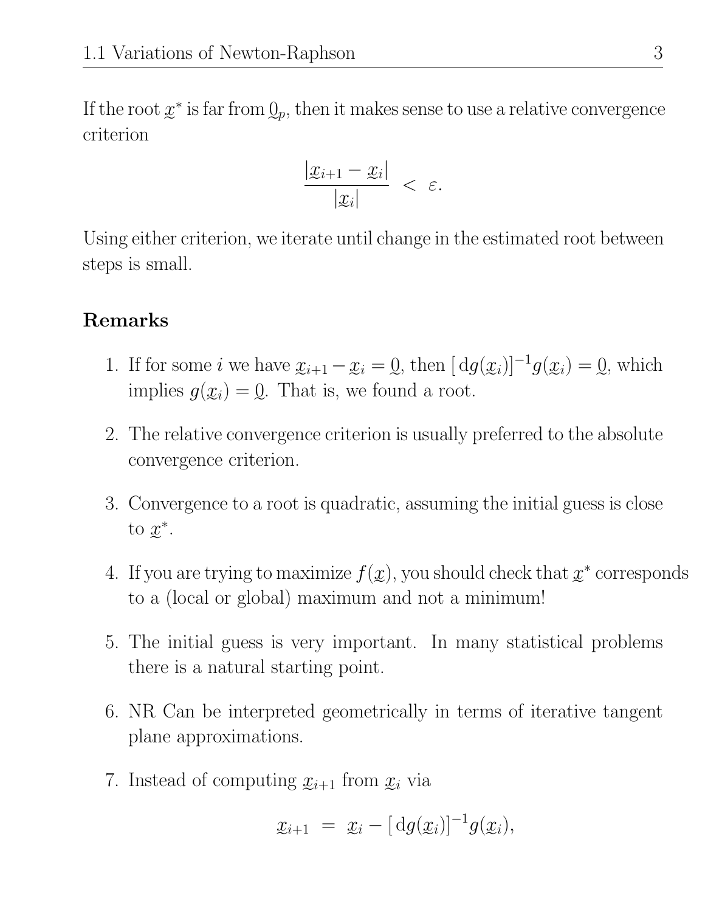If the root $\underset{\sim}{x}^*$ is far from $\underset{\sim}{0}_p$, then it makes sense to use a relative convergence criterion

$$\frac{|\underset{\sim}{x}_{i+1} - \underset{\sim}{x}_i|}{|\underset{\sim}{x}_i|} \; < \; \varepsilon.$$

Using either criterion, we iterate until change in the estimated root between steps is small.

### Remarks

1. If for some $i$ we have $\underset{\sim}{x}_{i+1} - \underset{\sim}{x}_i = \underset{\sim}{0}$, then $[\,\mathrm{d}g(\underset{\sim}{x}_i)]^{-1} g(\underset{\sim}{x}_i) = \underset{\sim}{0}$, which implies $g(\underset{\sim}{x}_i) = \underset{\sim}{0}$. That is, we found a root.

2. The relative convergence criterion is usually preferred to the absolute convergence criterion.

3. Convergence to a root is quadratic, assuming the initial guess is close to $\underset{\sim}{x}^*$.

4. If you are trying to maximize $f(\underset{\sim}{x})$, you should check that $\underset{\sim}{x}^*$ corresponds to a (local or global) maximum and not a minimum!

5. The initial guess is very important. In many statistical problems there is a natural starting point.

6. NR Can be interpreted geometrically in terms of iterative tangent plane approximations.

7. Instead of computing $\underset{\sim}{x}_{i+1}$ from $\underset{\sim}{x}_i$ via

$$\underset{\sim}{x}_{i+1} \; = \; \underset{\sim}{x}_i - [\,\mathrm{d}g(\underset{\sim}{x}_i)]^{-1} g(\underset{\sim}{x}_i),$$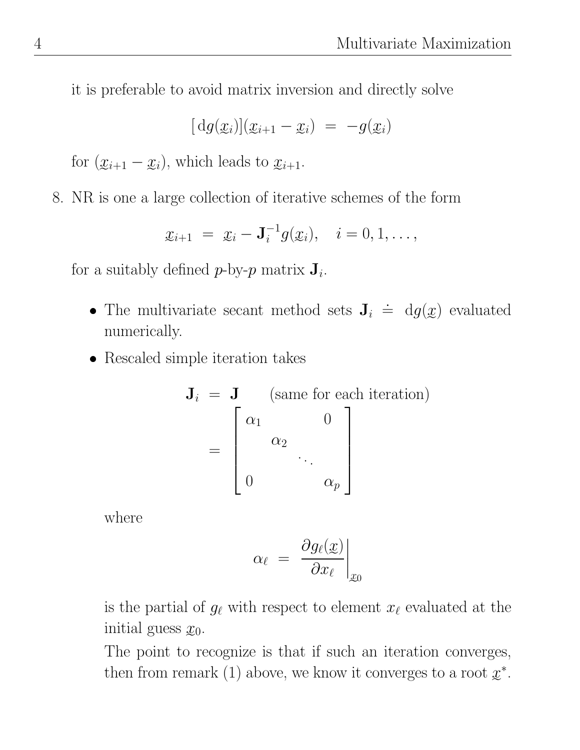it is preferable to avoid matrix inversion and directly solve

$$[\,\mathrm{d}g(\underset{\sim}{x}_i)](\underset{\sim}{x}_{i+1} - \underset{\sim}{x}_i) \;=\; -g(\underset{\sim}{x}_i)$$

for $(\underset{\sim}{x}_{i+1} - \underset{\sim}{x}_i)$, which leads to $\underset{\sim}{x}_{i+1}$.

8. NR is one a large collection of iterative schemes of the form

$$\underset{\sim}{x}_{i+1} \;=\; \underset{\sim}{x}_i - \mathbf{J}_i^{-1} g(\underset{\sim}{x}_i), \quad i = 0, 1, \ldots,$$

for a suitably defined $p$-by-$p$ matrix $\mathbf{J}_i$.

- The multivariate secant method sets $\mathbf{J}_i \doteq \mathrm{d}g(\underset{\sim}{x})$ evaluated numerically.
- Rescaled simple iteration takes

$$\begin{aligned} \mathbf{J}_i \;&=\; \mathbf{J} \qquad \text{(same for each iteration)} \\ &= \begin{bmatrix} \alpha_1 & & & 0 \\ & \alpha_2 & & \\ & & \ddots & \\ 0 & & & \alpha_p \end{bmatrix} \end{aligned}$$

  where

$$\alpha_\ell \;=\; \left.\frac{\partial g_\ell(\underset{\sim}{x})}{\partial x_\ell}\right|_{\underset{\sim}{x}_0}$$

  is the partial of $g_\ell$ with respect to element $x_\ell$ evaluated at the initial guess $\underset{\sim}{x}_0$.

  The point to recognize is that if such an iteration converges, then from remark (1) above, we know it converges to a root $\underset{\sim}{x}^*$.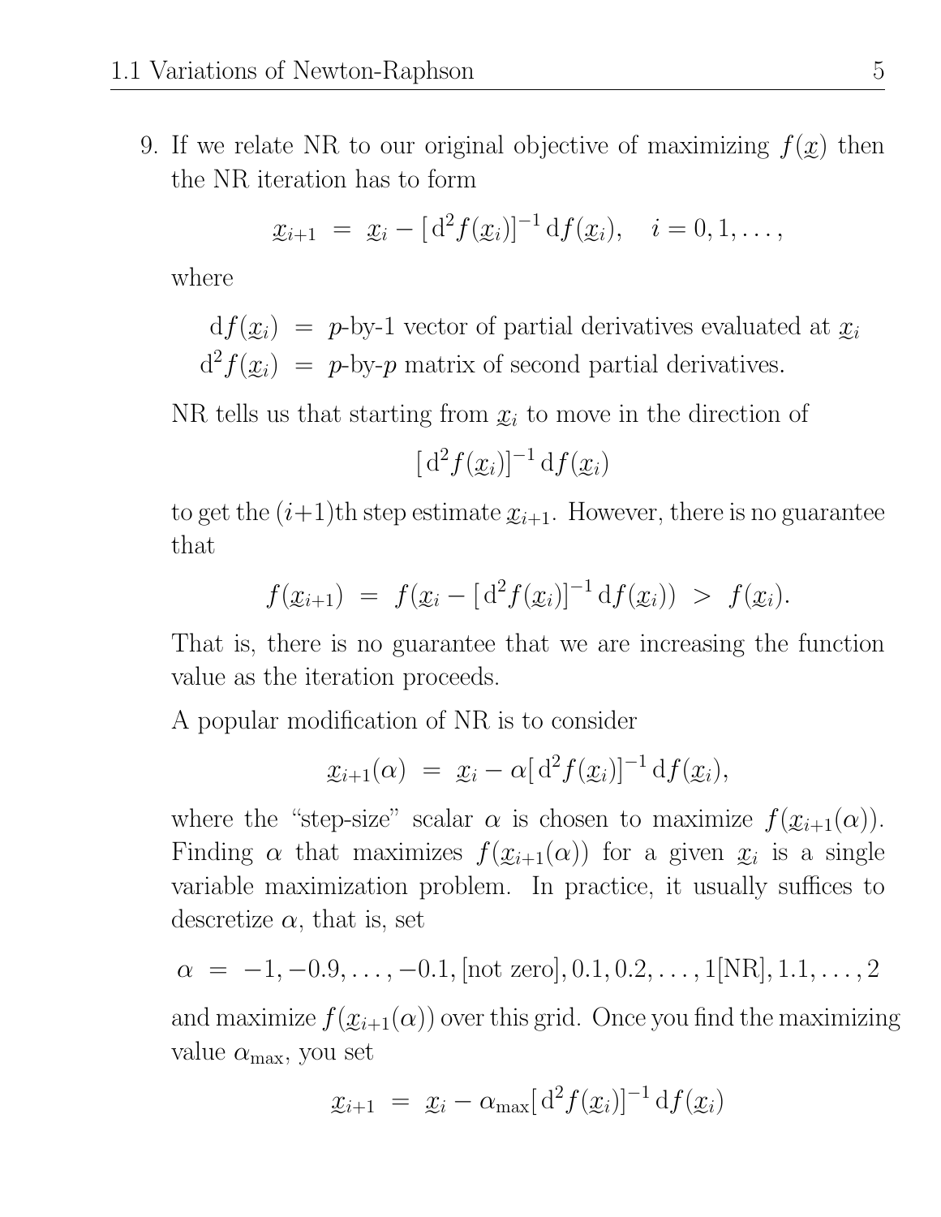9. If we relate NR to our original objective of maximizing $f(\underset{\sim}{x})$ then the NR iteration has to form

$$\underset{\sim}{x}_{i+1} \;=\; \underset{\sim}{x}_i - [\,\mathrm{d}^2 f(\underset{\sim}{x}_i)]^{-1}\,\mathrm{d}f(\underset{\sim}{x}_i), \quad i = 0, 1, \ldots,$$

where

$$\begin{aligned}
\mathrm{d}f(\underset{\sim}{x}_i) &= p\text{-by-1 vector of partial derivatives evaluated at } \underset{\sim}{x}_i \\
\mathrm{d}^2 f(\underset{\sim}{x}_i) &= p\text{-by-}p \text{ matrix of second partial derivatives.}
\end{aligned}$$

NR tells us that starting from $\underset{\sim}{x}_i$ to move in the direction of

$$[\,\mathrm{d}^2 f(\underset{\sim}{x}_i)]^{-1}\,\mathrm{d}f(\underset{\sim}{x}_i)$$

to get the $(i{+}1)$th step estimate $\underset{\sim}{x}_{i+1}$. However, there is no guarantee that

$$f(\underset{\sim}{x}_{i+1}) \;=\; f(\underset{\sim}{x}_i - [\,\mathrm{d}^2 f(\underset{\sim}{x}_i)]^{-1}\,\mathrm{d}f(\underset{\sim}{x}_i)) \;>\; f(\underset{\sim}{x}_i).$$

That is, there is no guarantee that we are increasing the function value as the iteration proceeds.

A popular modification of NR is to consider

$$\underset{\sim}{x}_{i+1}(\alpha) \;=\; \underset{\sim}{x}_i - \alpha[\,\mathrm{d}^2 f(\underset{\sim}{x}_i)]^{-1}\,\mathrm{d}f(\underset{\sim}{x}_i),$$

where the "step-size" scalar $\alpha$ is chosen to maximize $f(\underset{\sim}{x}_{i+1}(\alpha))$. Finding $\alpha$ that maximizes $f(\underset{\sim}{x}_{i+1}(\alpha))$ for a given $\underset{\sim}{x}_i$ is a single variable maximization problem. In practice, it usually suffices to descretize $\alpha$, that is, set

$$\alpha \;=\; -1, -0.9, \ldots, -0.1, [\text{not zero}], 0.1, 0.2, \ldots, 1[\text{NR}], 1.1, \ldots, 2$$

and maximize $f(\underset{\sim}{x}_{i+1}(\alpha))$ over this grid. Once you find the maximizing value $\alpha_{\max}$, you set

$$\underset{\sim}{x}_{i+1} \;=\; \underset{\sim}{x}_i - \alpha_{\max}[\,\mathrm{d}^2 f(\underset{\sim}{x}_i)]^{-1}\,\mathrm{d}f(\underset{\sim}{x}_i)$$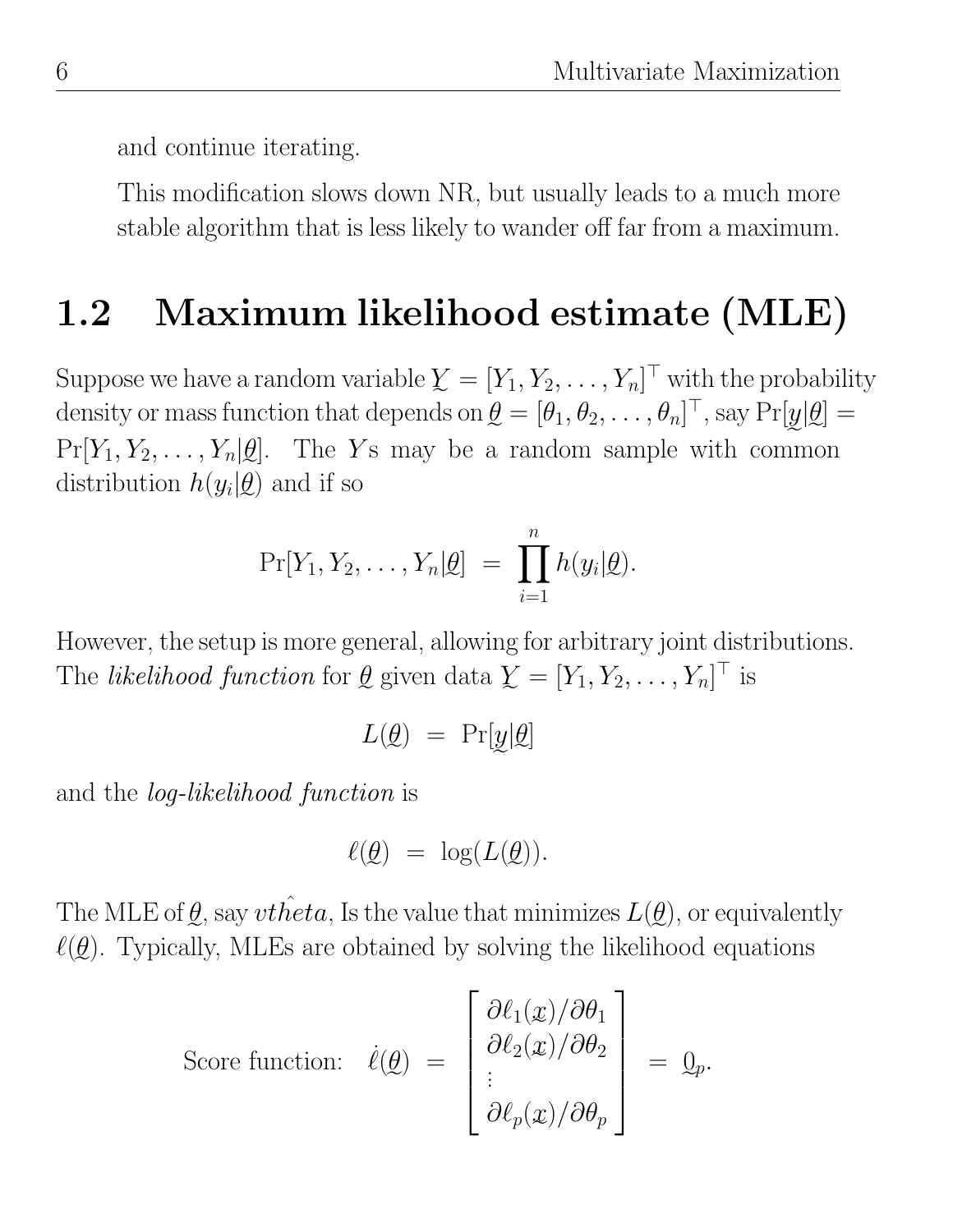and continue iterating.

This modification slows down NR, but usually leads to a much more stable algorithm that is less likely to wander off far from a maximum.

## 1.2 Maximum likelihood estimate (MLE)

Suppose we have a random variable $\underset{\sim}{Y} = [Y_1, Y_2, \ldots, Y_n]^\top$ with the probability density or mass function that depends on $\underset{\sim}{\theta} = [\theta_1, \theta_2, \ldots, \theta_n]^\top$, say $\Pr[\underset{\sim}{y}|\underset{\sim}{\theta}] = \Pr[Y_1, Y_2, \ldots, Y_n|\underset{\sim}{\theta}]$. The $Y$s may be a random sample with common distribution $h(y_i|\underset{\sim}{\theta})$ and if so

$$\Pr[Y_1, Y_2, \ldots, Y_n|\underset{\sim}{\theta}] \;=\; \prod_{i=1}^{n} h(y_i|\underset{\sim}{\theta}).$$

However, the setup is more general, allowing for arbitrary joint distributions. The *likelihood function* for $\underset{\sim}{\theta}$ given data $\underset{\sim}{Y} = [Y_1, Y_2, \ldots, Y_n]^\top$ is

$$L(\underset{\sim}{\theta}) \;=\; \Pr[\underset{\sim}{y}|\underset{\sim}{\theta}]$$

and the *log-likelihood function* is

$$\ell(\underset{\sim}{\theta}) \;=\; \log(L(\underset{\sim}{\theta})).$$

The MLE of $\underset{\sim}{\theta}$, say $v\hat{theta}$, Is the value that minimizes $L(\underset{\sim}{\theta})$, or equivalently $\ell(\underset{\sim}{\theta})$. Typically, MLEs are obtained by solving the likelihood equations

$$\text{Score function:} \quad \dot{\ell}(\underset{\sim}{\theta}) \;=\; \begin{bmatrix} \partial\ell_1(\underset{\sim}{x})/\partial\theta_1 \\ \partial\ell_2(\underset{\sim}{x})/\partial\theta_2 \\ \vdots \\ \partial\ell_p(\underset{\sim}{x})/\partial\theta_p \end{bmatrix} \;=\; \underset{\sim}{0}_p.$$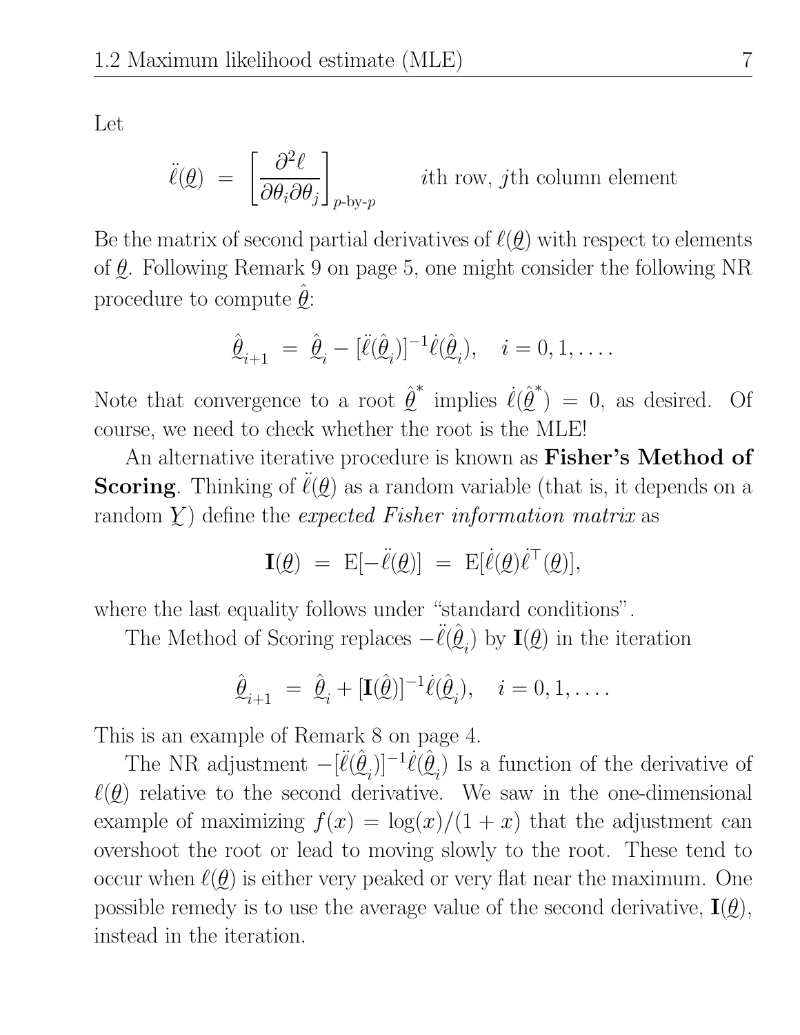Let

$$\ddot{\ell}(\underset{\sim}{\theta}) \;=\; \left[\frac{\partial^2 \ell}{\partial \theta_i \partial \theta_j}\right]_{p\text{-by-}p} \qquad i\text{th row, } j\text{th column element}$$

Be the matrix of second partial derivatives of $\ell(\underset{\sim}{\theta})$ with respect to elements of $\underset{\sim}{\theta}$. Following Remark 9 on page 5, one might consider the following NR procedure to compute $\hat{\underset{\sim}{\theta}}$:

$$\hat{\underset{\sim}{\theta}}_{i+1} \;=\; \hat{\underset{\sim}{\theta}}_i - [\ddot{\ell}(\hat{\underset{\sim}{\theta}}_i)]^{-1}\dot{\ell}(\hat{\underset{\sim}{\theta}}_i), \quad i = 0, 1, \ldots .$$

Note that convergence to a root $\hat{\underset{\sim}{\theta}}^*$ implies $\dot{\ell}(\hat{\underset{\sim}{\theta}}^*) = 0$, as desired. Of course, we need to check whether the root is the MLE!

An alternative iterative procedure is known as **Fisher's Method of Scoring**. Thinking of $\ddot{\ell}(\underset{\sim}{\theta})$ as a random variable (that is, it depends on a random $\underset{\sim}{Y}$) define the *expected Fisher information matrix* as

$$\mathbf{I}(\underset{\sim}{\theta}) \;=\; \mathrm{E}[-\ddot{\ell}(\underset{\sim}{\theta})] \;=\; \mathrm{E}[\dot{\ell}(\underset{\sim}{\theta})\dot{\ell}^\top(\underset{\sim}{\theta})],$$

where the last equality follows under "standard conditions".

The Method of Scoring replaces $-\ddot{\ell}(\hat{\underset{\sim}{\theta}}_i)$ by $\mathbf{I}(\underset{\sim}{\theta})$ in the iteration

$$\hat{\underset{\sim}{\theta}}_{i+1} \;=\; \hat{\underset{\sim}{\theta}}_i + [\mathbf{I}(\hat{\underset{\sim}{\theta}})]^{-1}\dot{\ell}(\hat{\underset{\sim}{\theta}}_i), \quad i = 0, 1, \ldots .$$

This is an example of Remark 8 on page 4.

The NR adjustment $-[\ddot{\ell}(\hat{\underset{\sim}{\theta}}_i)]^{-1}\dot{\ell}(\hat{\underset{\sim}{\theta}}_i)$ Is a function of the derivative of $\ell(\underset{\sim}{\theta})$ relative to the second derivative. We saw in the one-dimensional example of maximizing $f(x) = \log(x)/(1 + x)$ that the adjustment can overshoot the root or lead to moving slowly to the root. These tend to occur when $\ell(\underset{\sim}{\theta})$ is either very peaked or very flat near the maximum. One possible remedy is to use the average value of the second derivative, $\mathbf{I}(\underset{\sim}{\theta})$, instead in the iteration.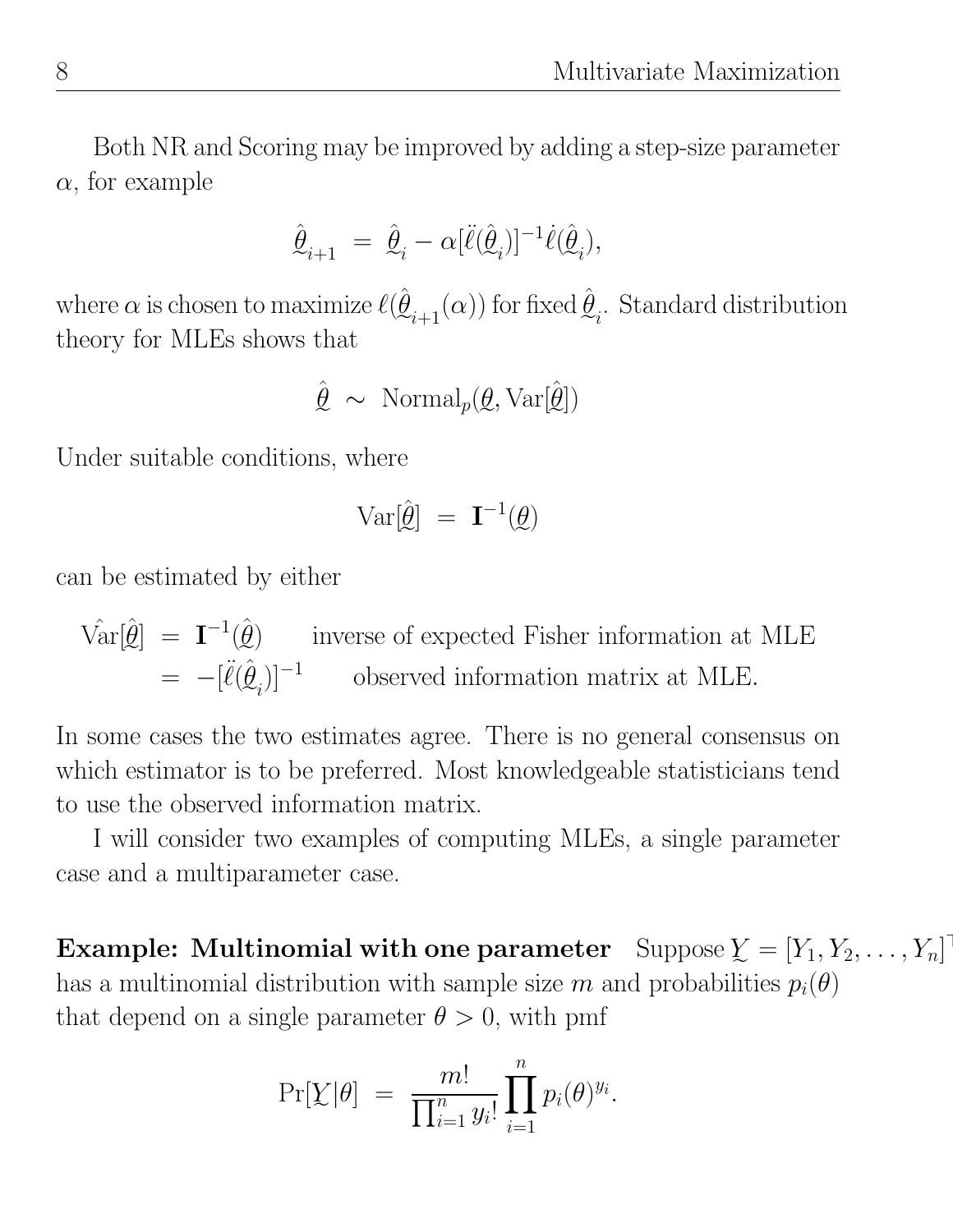Both NR and Scoring may be improved by adding a step-size parameter $\alpha$, for example

$$\hat{\underset{\sim}{\theta}}_{i+1} \;=\; \hat{\underset{\sim}{\theta}}_{i} - \alpha[\ddot{\ell}(\hat{\underset{\sim}{\theta}}_{i})]^{-1}\dot{\ell}(\hat{\underset{\sim}{\theta}}_{i}),$$

where $\alpha$ is chosen to maximize $\ell(\hat{\underset{\sim}{\theta}}_{i+1}(\alpha))$ for fixed $\hat{\underset{\sim}{\theta}}_{i}$. Standard distribution theory for MLEs shows that

$$\hat{\underset{\sim}{\theta}} \;\sim\; \text{Normal}_p(\underset{\sim}{\theta}, \text{Var}[\hat{\underset{\sim}{\theta}}])$$

Under suitable conditions, where

$$\text{Var}[\hat{\underset{\sim}{\theta}}] \;=\; \mathbf{I}^{-1}(\underset{\sim}{\theta})$$

can be estimated by either

$$\begin{aligned}
\hat{\text{Var}}[\hat{\underset{\sim}{\theta}}] \;&=\; \mathbf{I}^{-1}(\hat{\underset{\sim}{\theta}}) \qquad \text{inverse of expected Fisher information at MLE} \\
&=\; -[\ddot{\ell}(\hat{\underset{\sim}{\theta}}_{i})]^{-1} \qquad \text{observed information matrix at MLE.}
\end{aligned}$$

In some cases the two estimates agree. There is no general consensus on which estimator is to be preferred. Most knowledgeable statisticians tend to use the observed information matrix.

I will consider two examples of computing MLEs, a single parameter case and a multiparameter case.

**Example: Multinomial with one parameter** Suppose $\underset{\sim}{Y} = [Y_1, Y_2, \ldots, Y_n]^\top$ has a multinomial distribution with sample size $m$ and probabilities $p_i(\theta)$ that depend on a single parameter $\theta > 0$, with pmf

$$\Pr[\underset{\sim}{Y}|\theta] \;=\; \frac{m!}{\prod_{i=1}^{n} y_i!}\prod_{i=1}^{n} p_i(\theta)^{y_i}.$$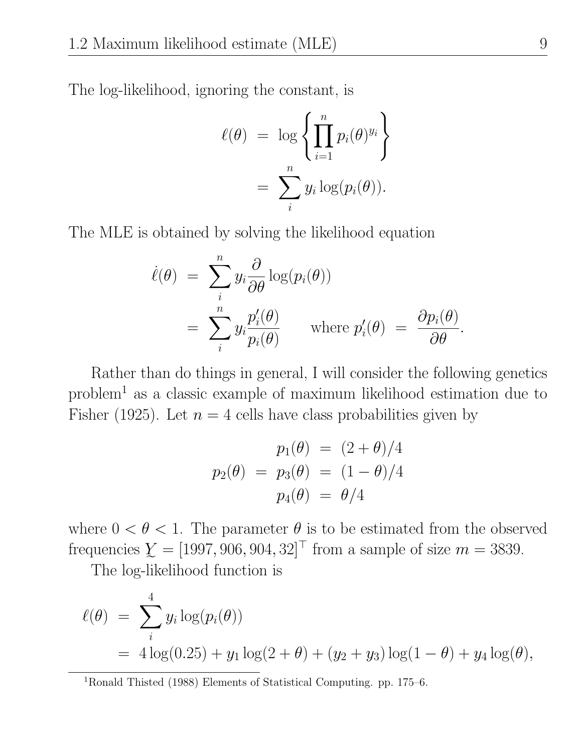The log-likelihood, ignoring the constant, is

$$
\begin{aligned}
\ell(\theta) &= \log \left\{ \prod_{i=1}^{n} p_i(\theta)^{y_i} \right\} \\
&= \sum_{i}^{n} y_i \log(p_i(\theta)).
\end{aligned}
$$

The MLE is obtained by solving the likelihood equation

$$
\begin{aligned}
\dot{\ell}(\theta) &= \sum_{i}^{n} y_i \frac{\partial}{\partial \theta} \log(p_i(\theta)) \\
&= \sum_{i}^{n} y_i \frac{p_i'(\theta)}{p_i(\theta)} \qquad \text{where } p_i'(\theta) = \frac{\partial p_i(\theta)}{\partial \theta}.
\end{aligned}
$$

Rather than do things in general, I will consider the following genetics problem[1] as a classic example of maximum likelihood estimation due to Fisher (1925). Let $n = 4$ cells have class probabilities given by

$$
\begin{aligned}
p_1(\theta) &= (2 + \theta)/4 \\
p_2(\theta) = p_3(\theta) &= (1 - \theta)/4 \\
p_4(\theta) &= \theta/4
\end{aligned}
$$

where $0 < \theta < 1$. The parameter $\theta$ is to be estimated from the observed frequencies $\underset{\sim}{Y} = [1997, 906, 904, 32]^\top$ from a sample of size $m = 3839$.

The log-likelihood function is

$$
\begin{aligned}
\ell(\theta) &= \sum_{i}^{4} y_i \log(p_i(\theta)) \\
&= 4\log(0.25) + y_1 \log(2 + \theta) + (y_2 + y_3)\log(1 - \theta) + y_4 \log(\theta),
\end{aligned}
$$

[1] Ronald Thisted (1988) Elements of Statistical Computing. pp. 175–6.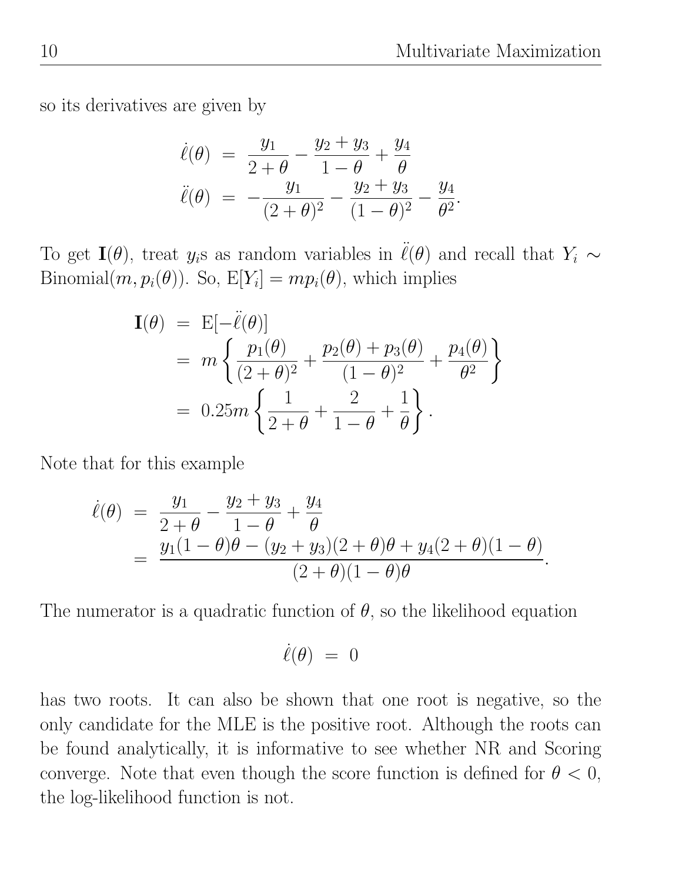so its derivatives are given by

$$
\begin{aligned}
\dot{\ell}(\theta) &= \frac{y_1}{2+\theta} - \frac{y_2+y_3}{1-\theta} + \frac{y_4}{\theta} \\
\ddot{\ell}(\theta) &= -\frac{y_1}{(2+\theta)^2} - \frac{y_2+y_3}{(1-\theta)^2} - \frac{y_4}{\theta^2}.
\end{aligned}
$$

To get $\mathbf{I}(\theta)$, treat $y_i$s as random variables in $\ddot{\ell}(\theta)$ and recall that $Y_i \sim \text{Binomial}(m, p_i(\theta))$. So, $\mathrm{E}[Y_i] = mp_i(\theta)$, which implies

$$
\begin{aligned}
\mathbf{I}(\theta) &= \mathrm{E}[-\ddot{\ell}(\theta)] \\
&= m\left\{\frac{p_1(\theta)}{(2+\theta)^2} + \frac{p_2(\theta)+p_3(\theta)}{(1-\theta)^2} + \frac{p_4(\theta)}{\theta^2}\right\} \\
&= 0.25m\left\{\frac{1}{2+\theta} + \frac{2}{1-\theta} + \frac{1}{\theta}\right\}.
\end{aligned}
$$

Note that for this example

$$
\begin{aligned}
\dot{\ell}(\theta) &= \frac{y_1}{2+\theta} - \frac{y_2+y_3}{1-\theta} + \frac{y_4}{\theta} \\
&= \frac{y_1(1-\theta)\theta - (y_2+y_3)(2+\theta)\theta + y_4(2+\theta)(1-\theta)}{(2+\theta)(1-\theta)\theta}.
\end{aligned}
$$

The numerator is a quadratic function of $\theta$, so the likelihood equation

$$
\dot{\ell}(\theta) = 0
$$

has two roots. It can also be shown that one root is negative, so the only candidate for the MLE is the positive root. Although the roots can be found analytically, it is informative to see whether NR and Scoring converge. Note that even though the score function is defined for $\theta < 0$, the log-likelihood function is not.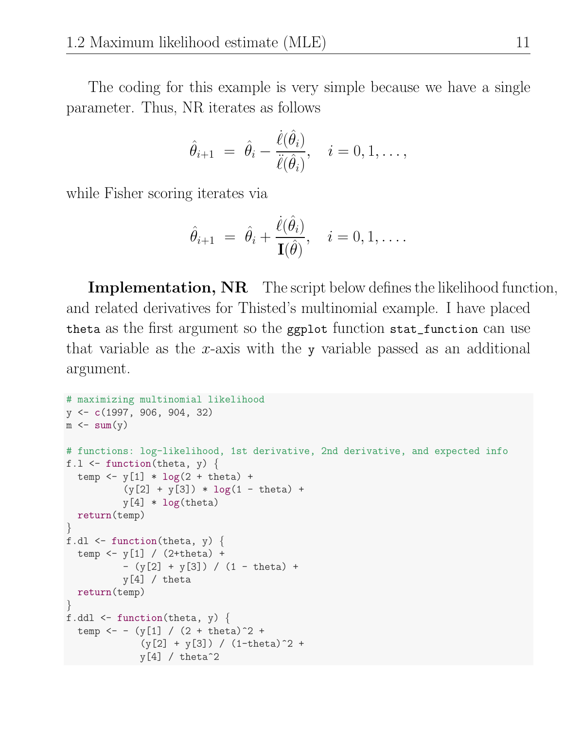The coding for this example is very simple because we have a single parameter. Thus, NR iterates as follows

$$\hat{\theta}_{i+1} \;=\; \hat{\theta}_i - \frac{\dot{\ell}(\hat{\theta}_i)}{\ddot{\ell}(\hat{\theta}_i)}, \quad i = 0, 1, \ldots,$$

while Fisher scoring iterates via

$$\hat{\theta}_{i+1} \;=\; \hat{\theta}_i + \frac{\dot{\ell}(\hat{\theta}_i)}{\mathbf{I}(\hat{\theta})}, \quad i = 0, 1, \ldots.$$

**Implementation, NR** The script below defines the likelihood function, and related derivatives for Thisted's multinomial example. I have placed `theta` as the first argument so the `ggplot` function `stat_function` can use that variable as the $x$-axis with the `y` variable passed as an additional argument.

```
# maximizing multinomial likelihood
y <- c(1997, 906, 904, 32)
m <- sum(y)

# functions: log-likelihood, 1st derivative, 2nd derivative, and expected info
f.l <- function(theta, y) {
  temp <- y[1] * log(2 + theta) +
          (y[2] + y[3]) * log(1 - theta) +
          y[4] * log(theta)
  return(temp)
}
f.dl <- function(theta, y) {
  temp <- y[1] / (2+theta) +
          - (y[2] + y[3]) / (1 - theta) +
          y[4] / theta
  return(temp)
}
f.ddl <- function(theta, y) {
  temp <- - (y[1] / (2 + theta)^2 +
             (y[2] + y[3]) / (1-theta)^2 +
             y[4] / theta^2
```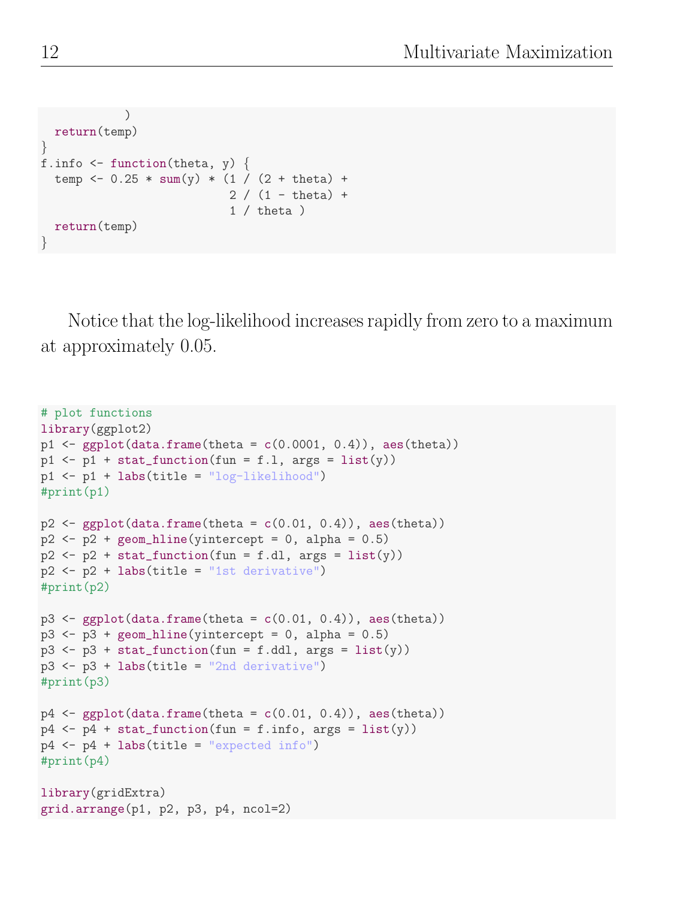```
            )
  return(temp)
}
f.info <- function(theta, y) {
  temp <- 0.25 * sum(y) * (1 / (2 + theta) +
                          2 / (1 - theta) +
                          1 / theta )
  return(temp)
}
```

Notice that the log-likelihood increases rapidly from zero to a maximum at approximately 0.05.

```
# plot functions
library(ggplot2)
p1 <- ggplot(data.frame(theta = c(0.0001, 0.4)), aes(theta))
p1 <- p1 + stat_function(fun = f.l, args = list(y))
p1 <- p1 + labs(title = "log-likelihood")
#print(p1)

p2 <- ggplot(data.frame(theta = c(0.01, 0.4)), aes(theta))
p2 <- p2 + geom_hline(yintercept = 0, alpha = 0.5)
p2 <- p2 + stat_function(fun = f.dl, args = list(y))
p2 <- p2 + labs(title = "1st derivative")
#print(p2)

p3 <- ggplot(data.frame(theta = c(0.01, 0.4)), aes(theta))
p3 <- p3 + geom_hline(yintercept = 0, alpha = 0.5)
p3 <- p3 + stat_function(fun = f.ddl, args = list(y))
p3 <- p3 + labs(title = "2nd derivative")
#print(p3)

p4 <- ggplot(data.frame(theta = c(0.01, 0.4)), aes(theta))
p4 <- p4 + stat_function(fun = f.info, args = list(y))
p4 <- p4 + labs(title = "expected info")
#print(p4)

library(gridExtra)
grid.arrange(p1, p2, p3, p4, ncol=2)
```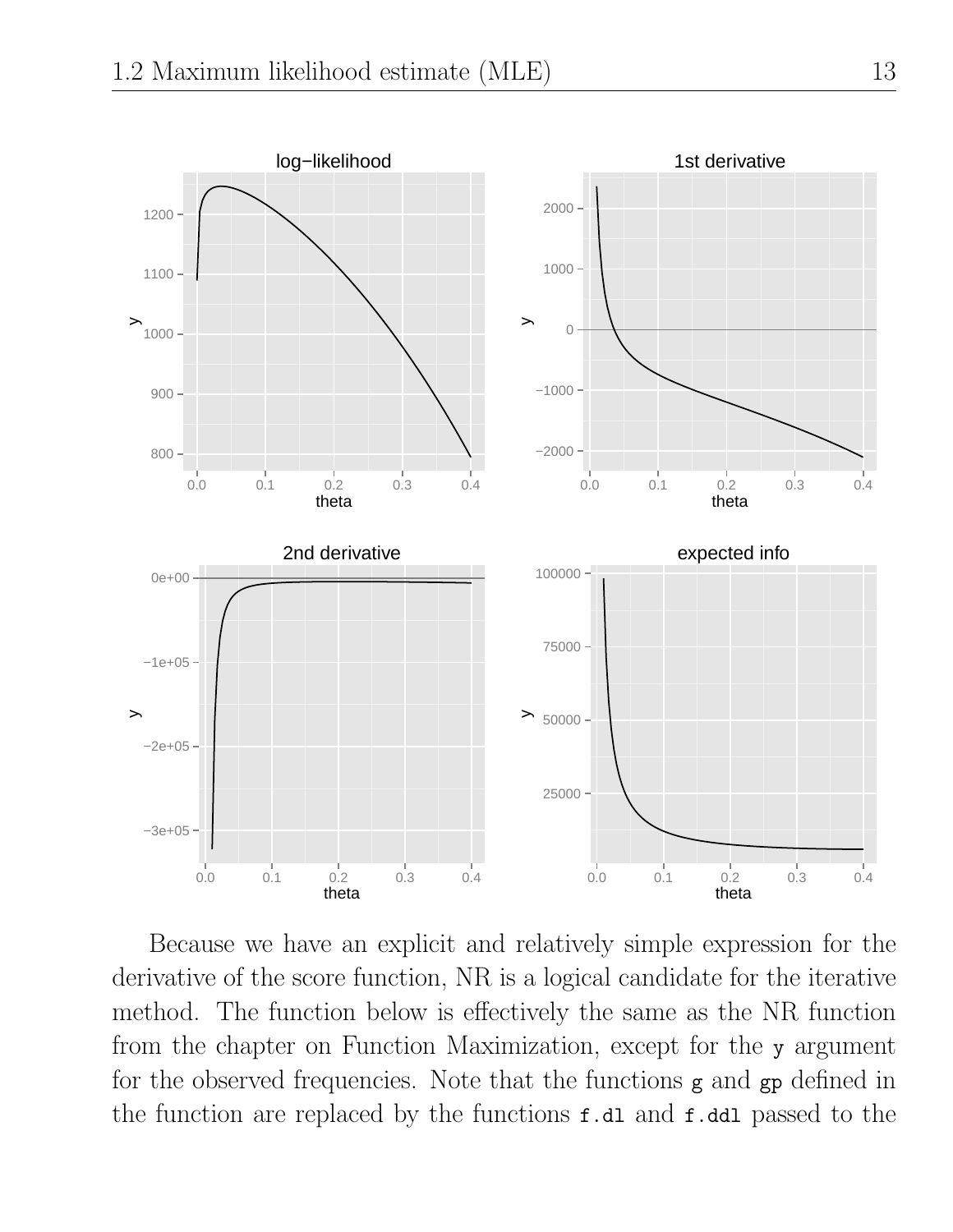Because we have an explicit and relatively simple expression for the derivative of the score function, NR is a logical candidate for the iterative method. The function below is effectively the same as the NR function from the chapter on Function Maximization, except for the `y` argument for the observed frequencies. Note that the functions `g` and `gp` defined in the function are replaced by the functions `f.dl` and `f.ddl` passed to the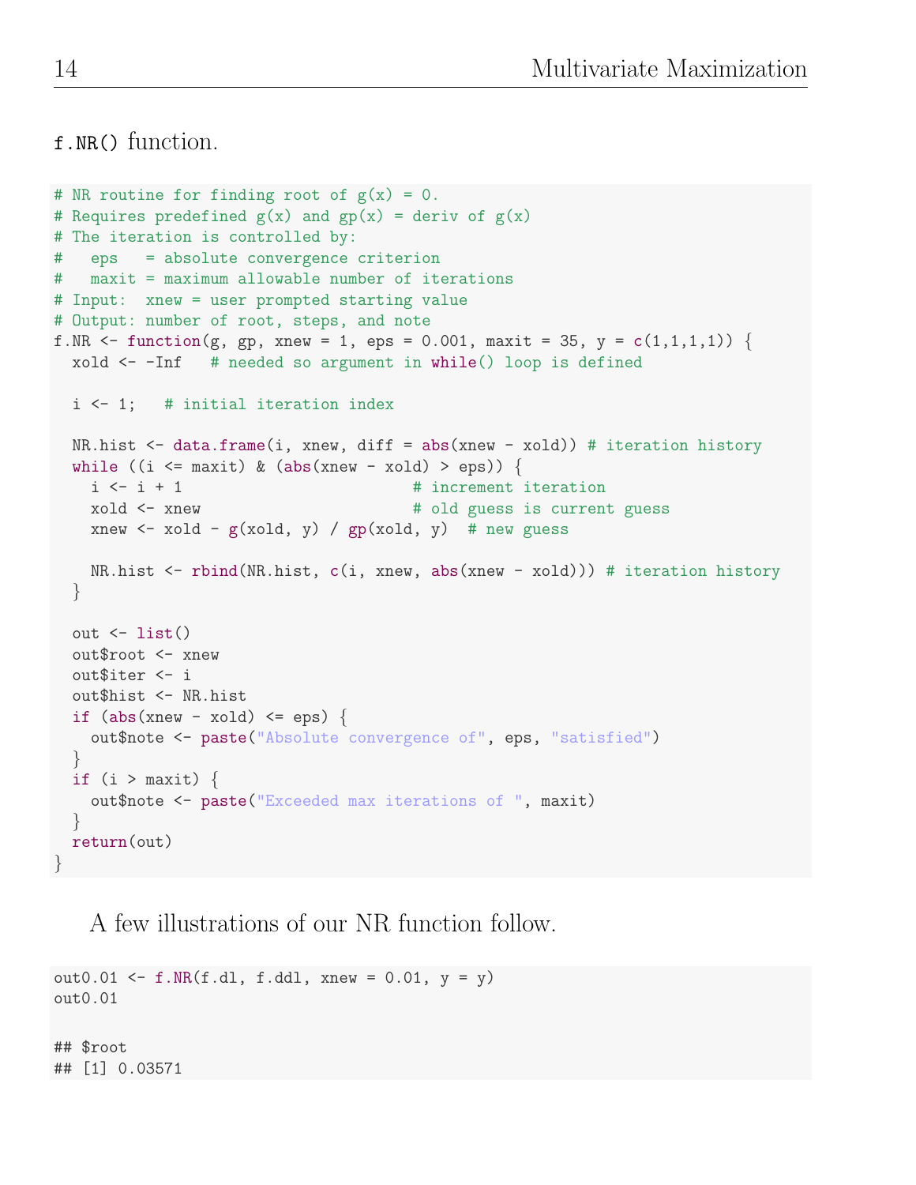`f.NR()` function.

```
# NR routine for finding root of g(x) = 0.
# Requires predefined g(x) and gp(x) = deriv of g(x)
# The iteration is controlled by:
#   eps   = absolute convergence criterion
#   maxit = maximum allowable number of iterations
# Input:  xnew = user prompted starting value
# Output: number of root, steps, and note
f.NR <- function(g, gp, xnew = 1, eps = 0.001, maxit = 35, y = c(1,1,1,1)) {
  xold <- -Inf   # needed so argument in while() loop is defined

  i <- 1;   # initial iteration index

  NR.hist <- data.frame(i, xnew, diff = abs(xnew - xold)) # iteration history
  while ((i <= maxit) & (abs(xnew - xold) > eps)) {
    i <- i + 1                          # increment iteration
    xold <- xnew                        # old guess is current guess
    xnew <- xold - g(xold, y) / gp(xold, y)  # new guess

    NR.hist <- rbind(NR.hist, c(i, xnew, abs(xnew - xold))) # iteration history
  }

  out <- list()
  out$root <- xnew
  out$iter <- i
  out$hist <- NR.hist
  if (abs(xnew - xold) <= eps) {
    out$note <- paste("Absolute convergence of", eps, "satisfied")
  }
  if (i > maxit) {
    out$note <- paste("Exceeded max iterations of ", maxit)
  }
  return(out)
}
```

A few illustrations of our NR function follow.

```
out0.01 <- f.NR(f.dl, f.ddl, xnew = 0.01, y = y)
out0.01

## $root
## [1] 0.03571
```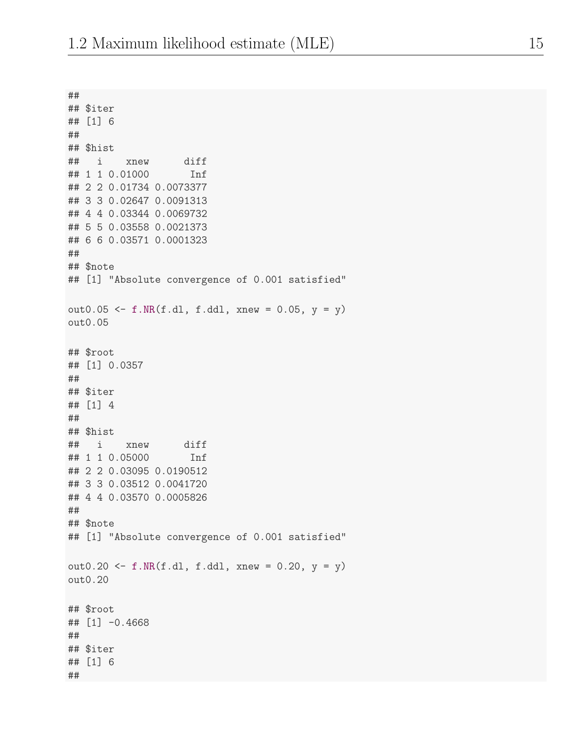```
##
## $iter
## [1] 6
##
## $hist
##   i    xnew      diff
## 1 1 0.01000       Inf
## 2 2 0.01734 0.0073377
## 3 3 0.02647 0.0091313
## 4 4 0.03344 0.0069732
## 5 5 0.03558 0.0021373
## 6 6 0.03571 0.0001323
##
## $note
## [1] "Absolute convergence of 0.001 satisfied"
```

```
out0.05 <- f.NR(f.dl, f.ddl, xnew = 0.05, y = y)
out0.05
```

```
## $root
## [1] 0.0357
##
## $iter
## [1] 4
##
## $hist
##   i    xnew      diff
## 1 1 0.05000       Inf
## 2 2 0.03095 0.0190512
## 3 3 0.03512 0.0041720
## 4 4 0.03570 0.0005826
##
## $note
## [1] "Absolute convergence of 0.001 satisfied"
```

```
out0.20 <- f.NR(f.dl, f.ddl, xnew = 0.20, y = y)
out0.20
```

```
## $root
## [1] -0.4668
##
## $iter
## [1] 6
##
```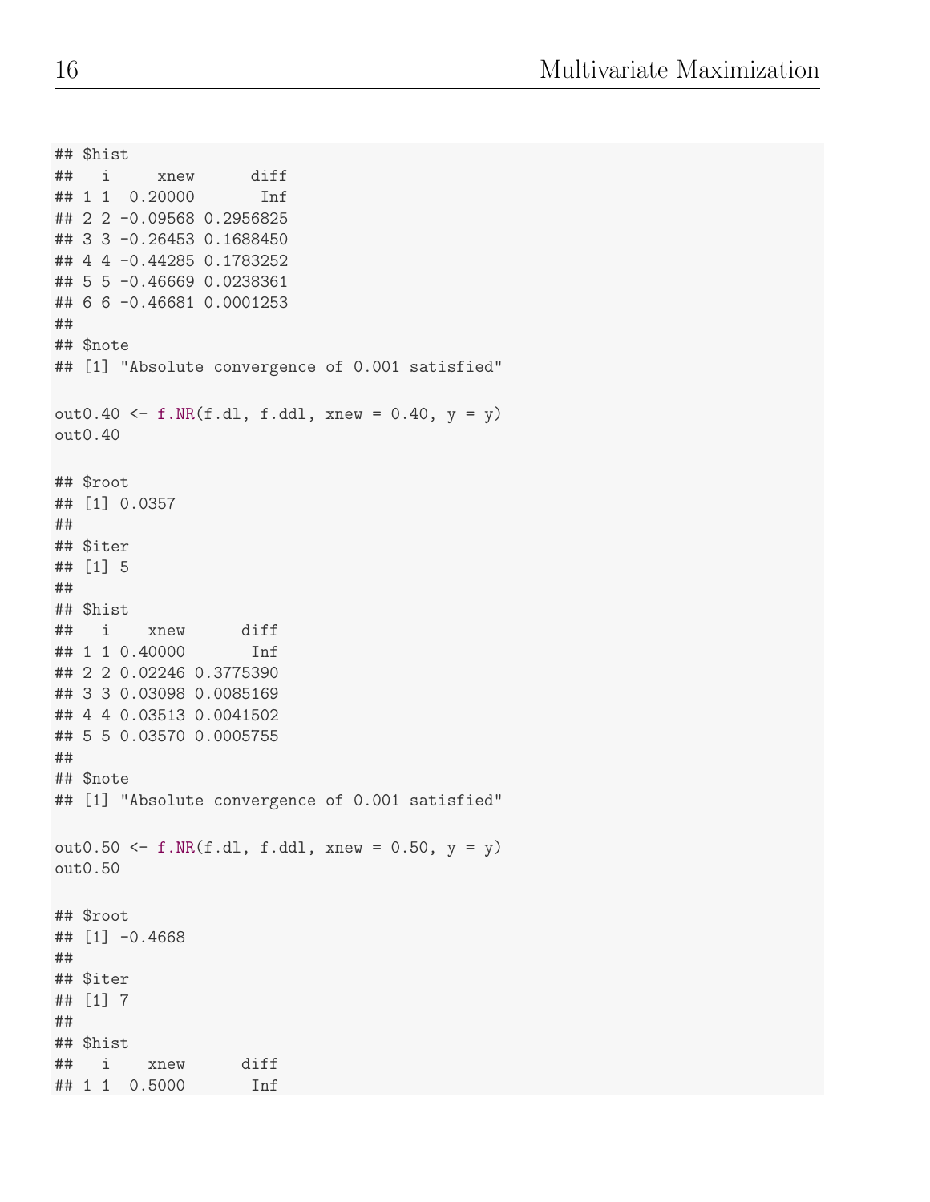```
## $hist
##   i     xnew      diff
## 1 1  0.20000       Inf
## 2 2 -0.09568 0.2956825
## 3 3 -0.26453 0.1688450
## 4 4 -0.44285 0.1783252
## 5 5 -0.46669 0.0238361
## 6 6 -0.46681 0.0001253
##
## $note
## [1] "Absolute convergence of 0.001 satisfied"
```

```
out0.40 <- f.NR(f.dl, f.ddl, xnew = 0.40, y = y)
out0.40
```

```
## $root
## [1] 0.0357
##
## $iter
## [1] 5
##
## $hist
##   i    xnew      diff
## 1 1 0.40000       Inf
## 2 2 0.02246 0.3775390
## 3 3 0.03098 0.0085169
## 4 4 0.03513 0.0041502
## 5 5 0.03570 0.0005755
##
## $note
## [1] "Absolute convergence of 0.001 satisfied"
```

```
out0.50 <- f.NR(f.dl, f.ddl, xnew = 0.50, y = y)
out0.50
```

```
## $root
## [1] -0.4668
##
## $iter
## [1] 7
##
## $hist
##   i    xnew      diff
## 1 1  0.5000       Inf
```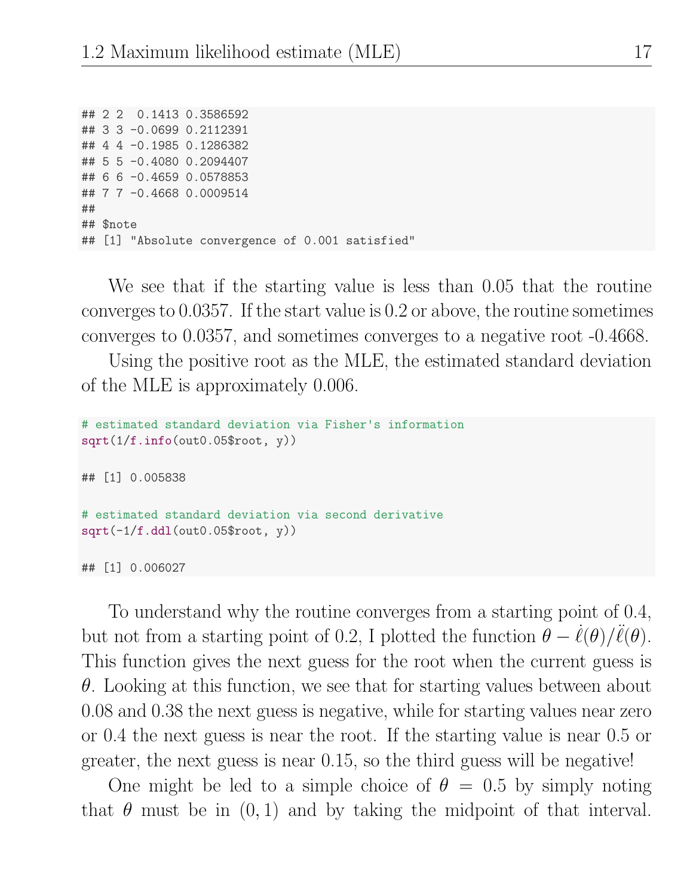```
## 2 2  0.1413 0.3586592
## 3 3 -0.0699 0.2112391
## 4 4 -0.1985 0.1286382
## 5 5 -0.4080 0.2094407
## 6 6 -0.4659 0.0578853
## 7 7 -0.4668 0.0009514
##
## $note
## [1] "Absolute convergence of 0.001 satisfied"
```

We see that if the starting value is less than 0.05 that the routine converges to 0.0357. If the start value is 0.2 or above, the routine sometimes converges to 0.0357, and sometimes converges to a negative root -0.4668.

Using the positive root as the MLE, the estimated standard deviation of the MLE is approximately 0.006.

```
# estimated standard deviation via Fisher's information
sqrt(1/f.info(out0.05$root, y))

## [1] 0.005838

# estimated standard deviation via second derivative
sqrt(-1/f.ddl(out0.05$root, y))

## [1] 0.006027
```

To understand why the routine converges from a starting point of 0.4, but not from a starting point of 0.2, I plotted the function $\theta - \dot{\ell}(\theta)/\ddot{\ell}(\theta)$. This function gives the next guess for the root when the current guess is $\theta$. Looking at this function, we see that for starting values between about 0.08 and 0.38 the next guess is negative, while for starting values near zero or 0.4 the next guess is near the root. If the starting value is near 0.5 or greater, the next guess is near 0.15, so the third guess will be negative!

One might be led to a simple choice of $\theta = 0.5$ by simply noting that $\theta$ must be in $(0, 1)$ and by taking the midpoint of that interval.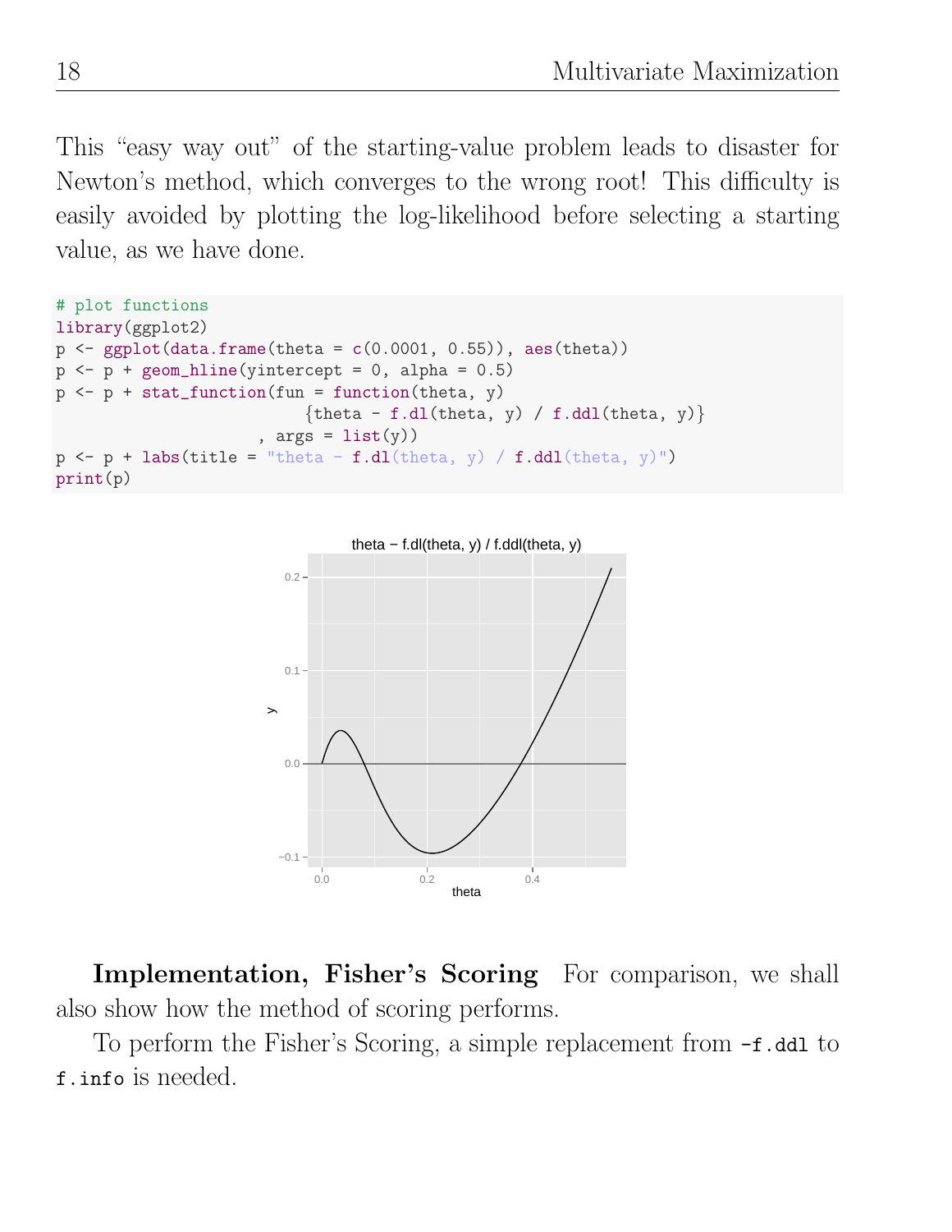This "easy way out" of the starting-value problem leads to disaster for Newton's method, which converges to the wrong root! This difficulty is easily avoided by plotting the log-likelihood before selecting a starting value, as we have done.

```
# plot functions
library(ggplot2)
p <- ggplot(data.frame(theta = c(0.0001, 0.55)), aes(theta))
p <- p + geom_hline(yintercept = 0, alpha = 0.5)
p <- p + stat_function(fun = function(theta, y)
                          {theta - f.dl(theta, y) / f.ddl(theta, y)}
                       , args = list(y))
p <- p + labs(title = "theta - f.dl(theta, y) / f.ddl(theta, y)")
print(p)
```

**Implementation, Fisher's Scoring** For comparison, we shall also show how the method of scoring performs.

To perform the Fisher's Scoring, a simple replacement from `-f.ddl` to `f.info` is needed.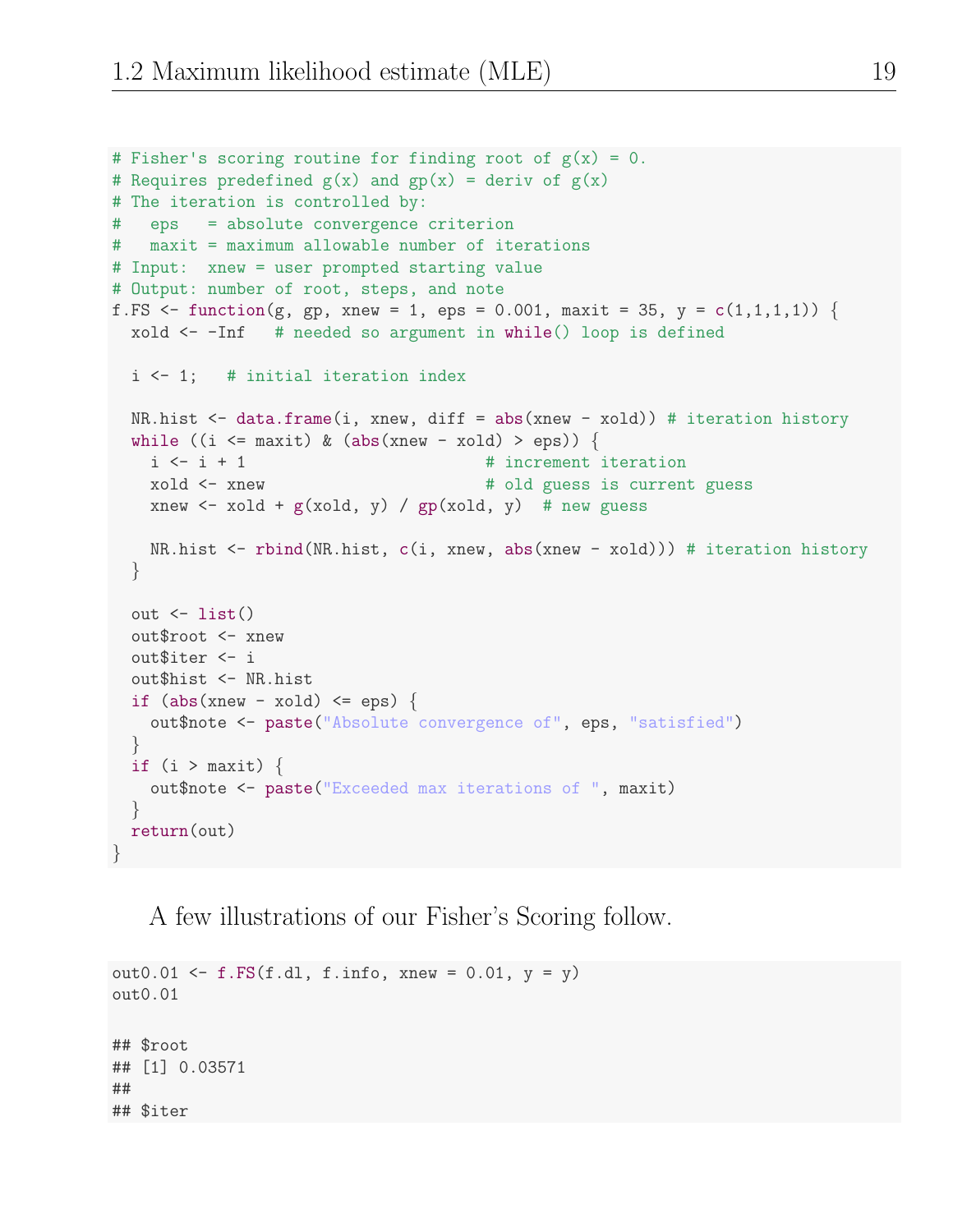```r
# Fisher's scoring routine for finding root of g(x) = 0.
# Requires predefined g(x) and gp(x) = deriv of g(x)
# The iteration is controlled by:
#   eps   = absolute convergence criterion
#   maxit = maximum allowable number of iterations
# Input:  xnew = user prompted starting value
# Output: number of root, steps, and note
f.FS <- function(g, gp, xnew = 1, eps = 0.001, maxit = 35, y = c(1,1,1,1)) {
  xold <- -Inf   # needed so argument in while() loop is defined

  i <- 1;   # initial iteration index

  NR.hist <- data.frame(i, xnew, diff = abs(xnew - xold)) # iteration history
  while ((i <= maxit) & (abs(xnew - xold) > eps)) {
    i <- i + 1                        # increment iteration
    xold <- xnew                      # old guess is current guess
    xnew <- xold + g(xold, y) / gp(xold, y)  # new guess

    NR.hist <- rbind(NR.hist, c(i, xnew, abs(xnew - xold))) # iteration history
  }

  out <- list()
  out$root <- xnew
  out$iter <- i
  out$hist <- NR.hist
  if (abs(xnew - xold) <= eps) {
    out$note <- paste("Absolute convergence of", eps, "satisfied")
  }
  if (i > maxit) {
    out$note <- paste("Exceeded max iterations of ", maxit)
  }
  return(out)
}
```

A few illustrations of our Fisher's Scoring follow.

```r
out0.01 <- f.FS(f.dl, f.info, xnew = 0.01, y = y)
out0.01

## $root
## [1] 0.03571
##
## $iter
```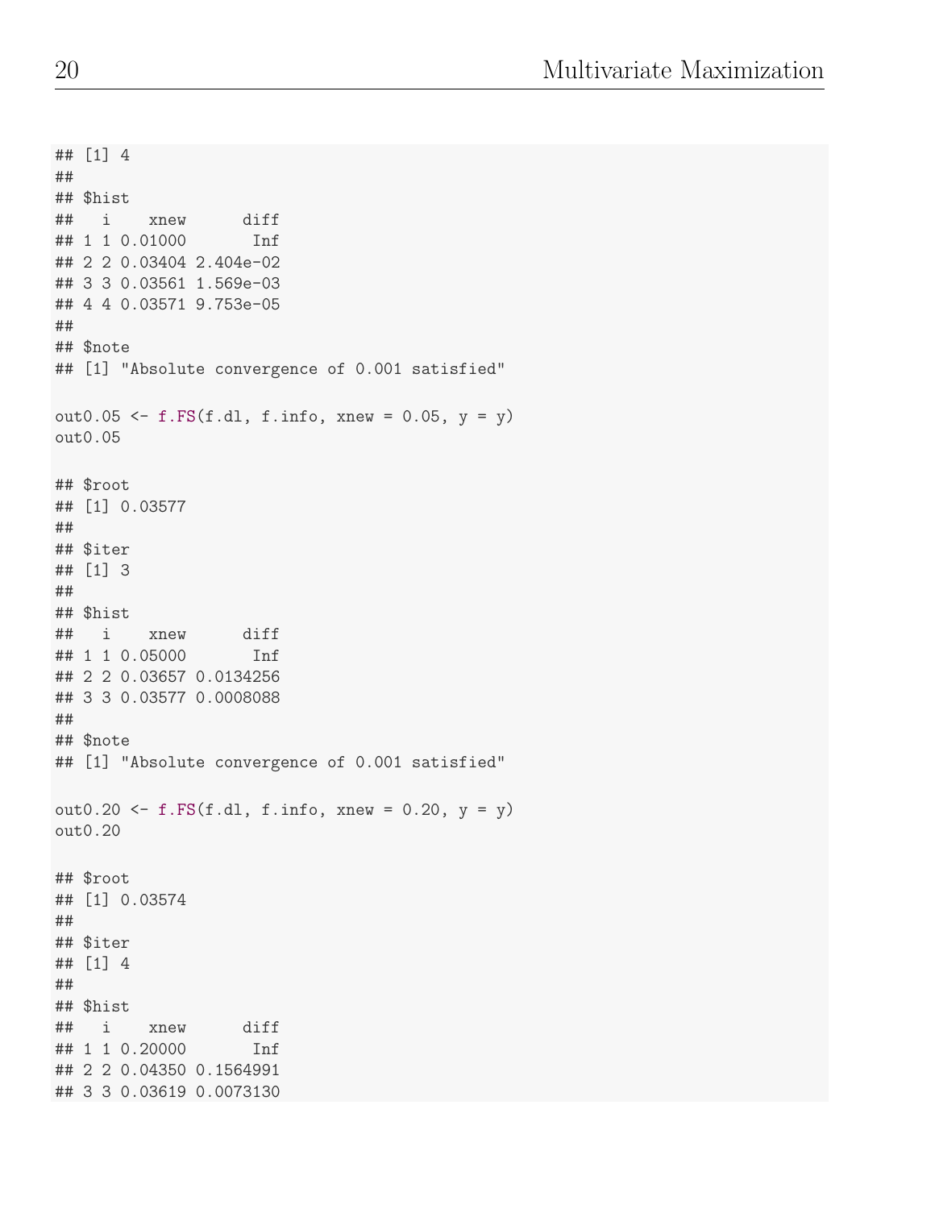```
## [1] 4
##
## $hist
##   i    xnew      diff
## 1 1 0.01000       Inf
## 2 2 0.03404 2.404e-02
## 3 3 0.03561 1.569e-03
## 4 4 0.03571 9.753e-05
##
## $note
## [1] "Absolute convergence of 0.001 satisfied"
```

```
out0.05 <- f.FS(f.dl, f.info, xnew = 0.05, y = y)
out0.05
```

```
## $root
## [1] 0.03577
##
## $iter
## [1] 3
##
## $hist
##   i    xnew      diff
## 1 1 0.05000       Inf
## 2 2 0.03657 0.0134256
## 3 3 0.03577 0.0008088
##
## $note
## [1] "Absolute convergence of 0.001 satisfied"
```

```
out0.20 <- f.FS(f.dl, f.info, xnew = 0.20, y = y)
out0.20
```

```
## $root
## [1] 0.03574
##
## $iter
## [1] 4
##
## $hist
##   i    xnew      diff
## 1 1 0.20000       Inf
## 2 2 0.04350 0.1564991
## 3 3 0.03619 0.0073130
```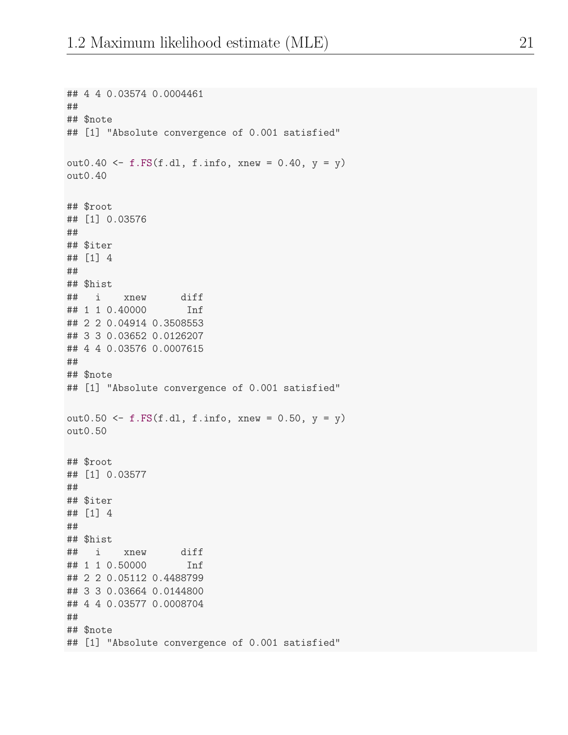```
## 4 4 0.03574 0.0004461
##
## $note
## [1] "Absolute convergence of 0.001 satisfied"

out0.40 <- f.FS(f.dl, f.info, xnew = 0.40, y = y)
out0.40

## $root
## [1] 0.03576
##
## $iter
## [1] 4
##
## $hist
##   i    xnew      diff
## 1 1 0.40000       Inf
## 2 2 0.04914 0.3508553
## 3 3 0.03652 0.0126207
## 4 4 0.03576 0.0007615
##
## $note
## [1] "Absolute convergence of 0.001 satisfied"

out0.50 <- f.FS(f.dl, f.info, xnew = 0.50, y = y)
out0.50

## $root
## [1] 0.03577
##
## $iter
## [1] 4
##
## $hist
##   i    xnew      diff
## 1 1 0.50000       Inf
## 2 2 0.05112 0.4488799
## 3 3 0.03664 0.0144800
## 4 4 0.03577 0.0008704
##
## $note
## [1] "Absolute convergence of 0.001 satisfied"
```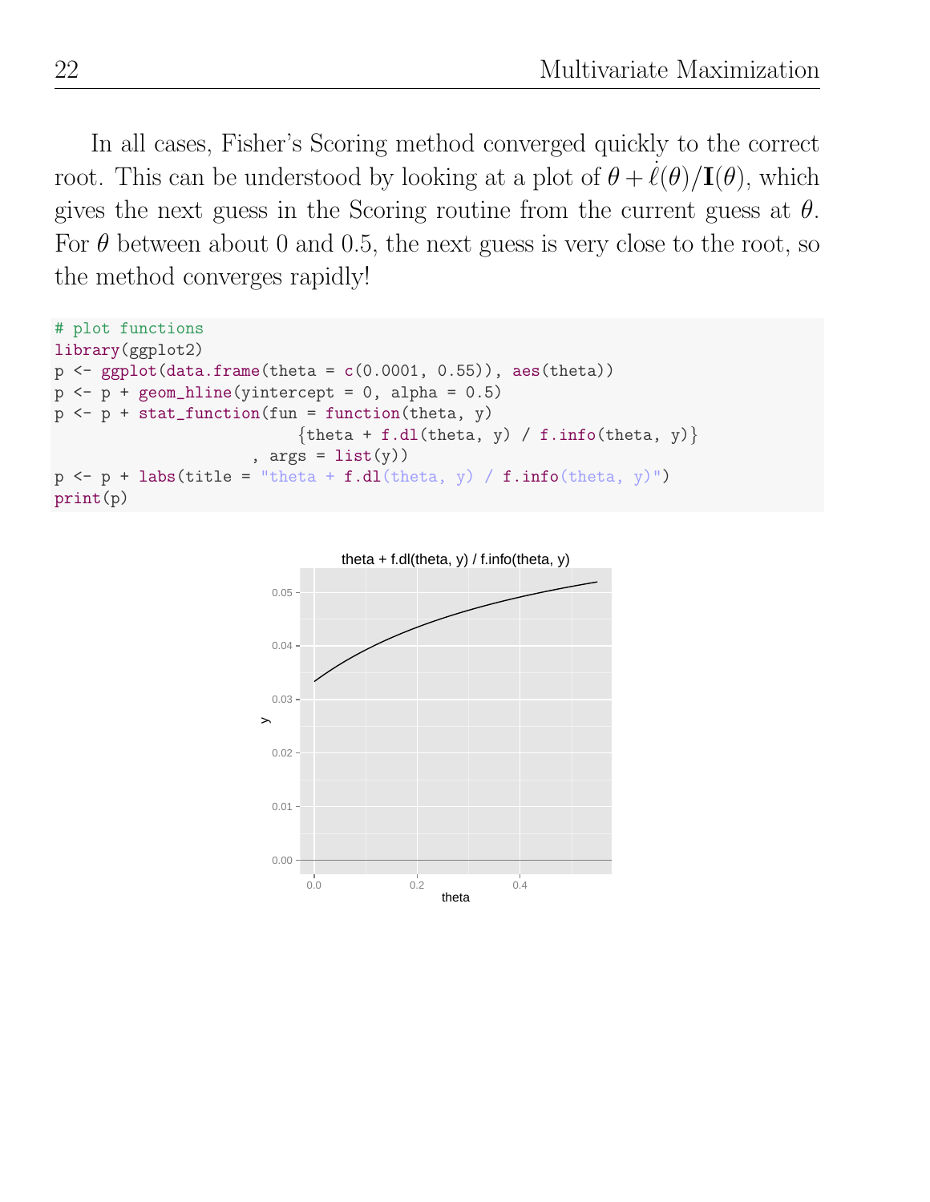In all cases, Fisher's Scoring method converged quickly to the correct root. This can be understood by looking at a plot of $\theta + \dot{\ell}(\theta)/\mathbf{I}(\theta)$, which gives the next guess in the Scoring routine from the current guess at $\theta$. For $\theta$ between about 0 and 0.5, the next guess is very close to the root, so the method converges rapidly!

```
# plot functions
library(ggplot2)
p <- ggplot(data.frame(theta = c(0.0001, 0.55)), aes(theta))
p <- p + geom_hline(yintercept = 0, alpha = 0.5)
p <- p + stat_function(fun = function(theta, y)
                          {theta + f.dl(theta, y) / f.info(theta, y)}
                        , args = list(y))
p <- p + labs(title = "theta + f.dl(theta, y) / f.info(theta, y)")
print(p)
```

theta + f.dl(theta, y) / f.info(theta, y)

0.05
0.04
0.03
0.02
0.01
0.00

y

0.0
0.2
0.4

theta